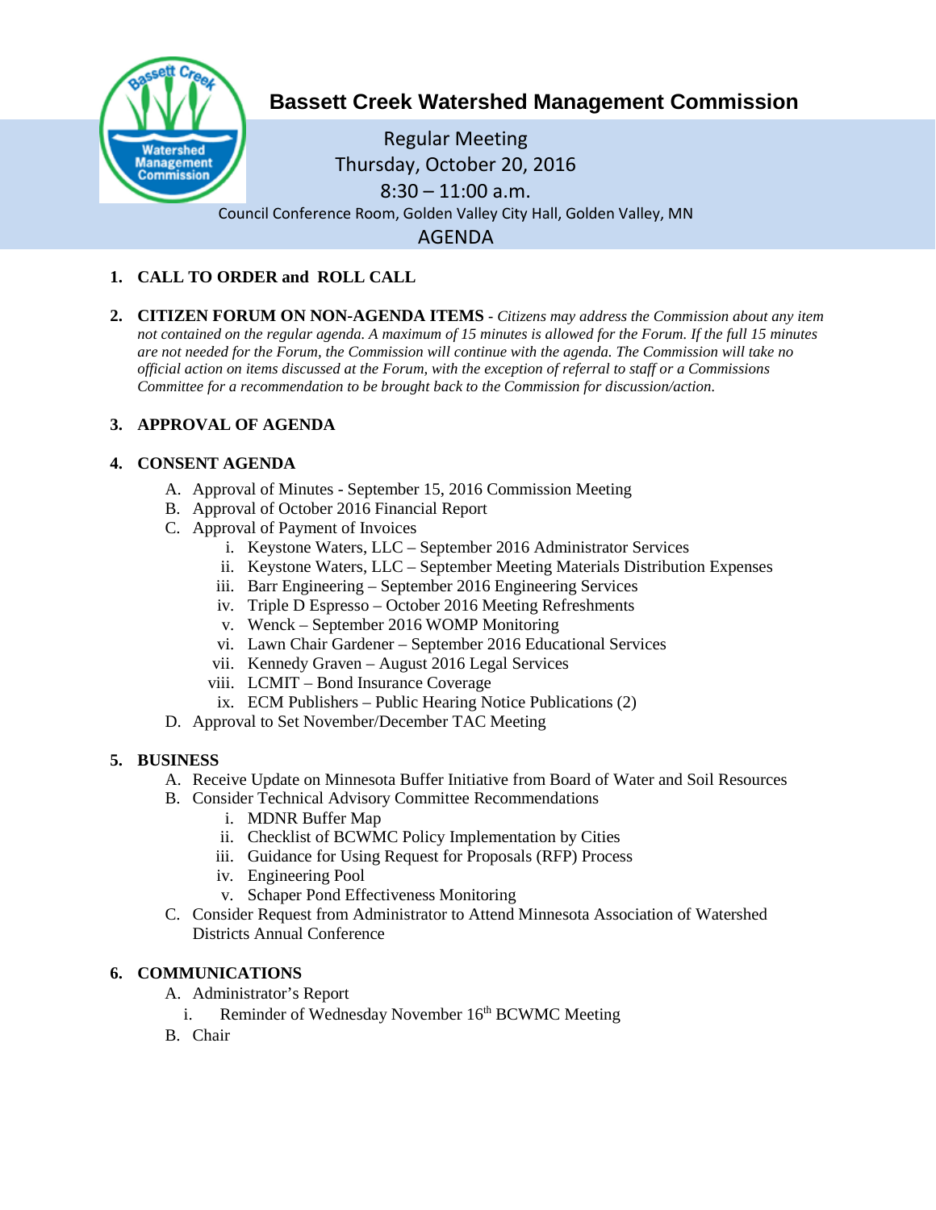# Bassett Creek Watershed Management Commission

Regular Meeting
Thursday, October 20, 2016
8:30 – 11:00 a.m.
Council Conference Room, Golden Valley City Hall, Golden Valley, MN

AGENDA

1. **CALL TO ORDER and ROLL CALL**

2. **CITIZEN FORUM ON NON-AGENDA ITEMS** - *Citizens may address the Commission about any item not contained on the regular agenda. A maximum of 15 minutes is allowed for the Forum. If the full 15 minutes are not needed for the Forum, the Commission will continue with the agenda. The Commission will take no official action on items discussed at the Forum, with the exception of referral to staff or a Commissions Committee for a recommendation to be brought back to the Commission for discussion/action.*

3. **APPROVAL OF AGENDA**

4. **CONSENT AGENDA**
   - A. Approval of Minutes - September 15, 2016 Commission Meeting
   - B. Approval of October 2016 Financial Report
   - C. Approval of Payment of Invoices
     - i. Keystone Waters, LLC – September 2016 Administrator Services
     - ii. Keystone Waters, LLC – September Meeting Materials Distribution Expenses
     - iii. Barr Engineering – September 2016 Engineering Services
     - iv. Triple D Espresso – October 2016 Meeting Refreshments
     - v. Wenck – September 2016 WOMP Monitoring
     - vi. Lawn Chair Gardener – September 2016 Educational Services
     - vii. Kennedy Graven – August 2016 Legal Services
     - viii. LCMIT – Bond Insurance Coverage
     - ix. ECM Publishers – Public Hearing Notice Publications (2)
   - D. Approval to Set November/December TAC Meeting

5. **BUSINESS**
   - A. Receive Update on Minnesota Buffer Initiative from Board of Water and Soil Resources
   - B. Consider Technical Advisory Committee Recommendations
     - i. MDNR Buffer Map
     - ii. Checklist of BCWMC Policy Implementation by Cities
     - iii. Guidance for Using Request for Proposals (RFP) Process
     - iv. Engineering Pool
     - v. Schaper Pond Effectiveness Monitoring
   - C. Consider Request from Administrator to Attend Minnesota Association of Watershed Districts Annual Conference

6. **COMMUNICATIONS**
   - A. Administrator's Report
     - i. Reminder of Wednesday November 16th BCWMC Meeting
   - B. Chair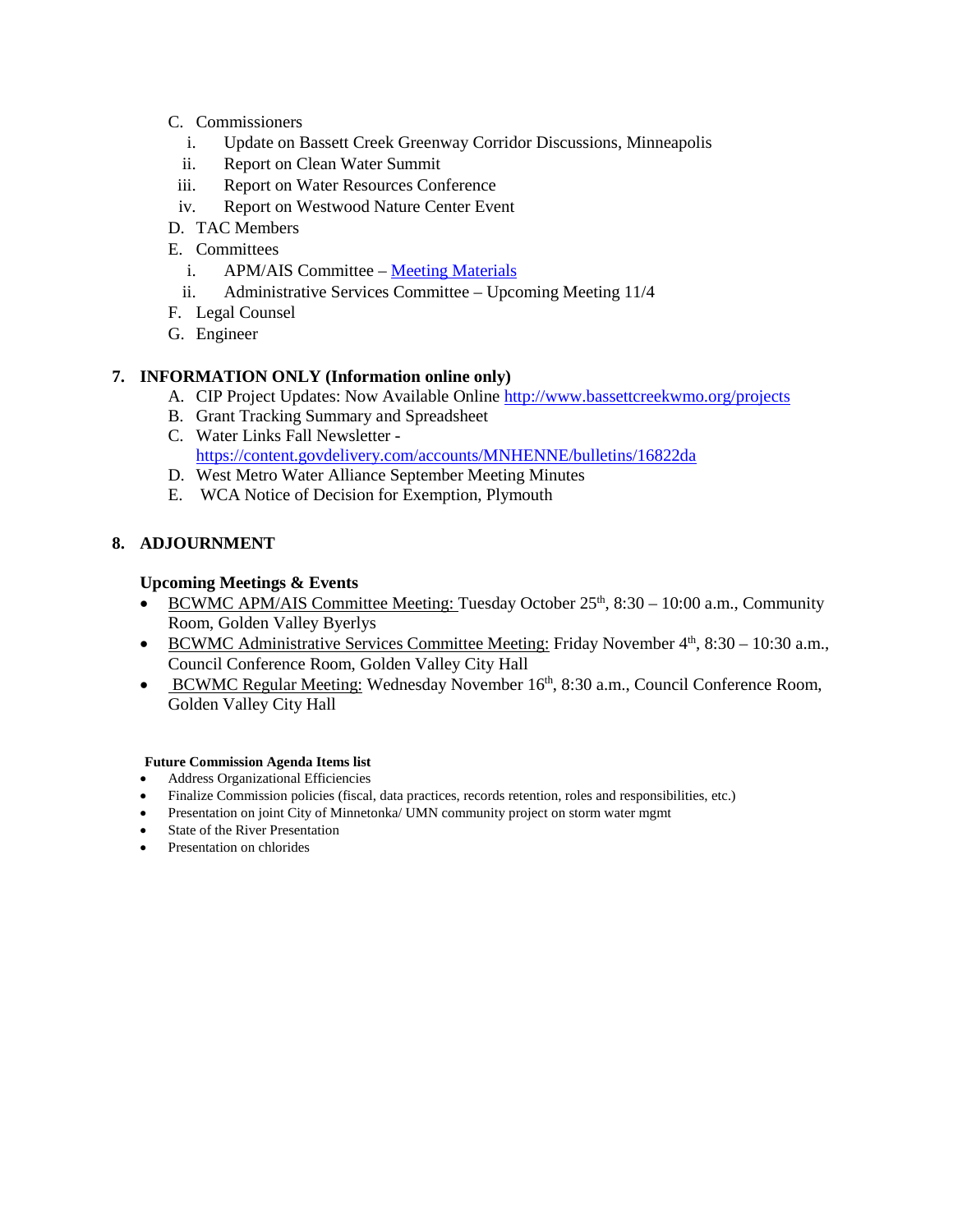C. Commissioners
   i. Update on Bassett Creek Greenway Corridor Discussions, Minneapolis
   ii. Report on Clean Water Summit
   iii. Report on Water Resources Conference
   iv. Report on Westwood Nature Center Event

D. TAC Members

E. Committees
   i. APM/AIS Committee – [Meeting Materials]
   ii. Administrative Services Committee – Upcoming Meeting 11/4

F. Legal Counsel

G. Engineer

**7. INFORMATION ONLY (Information online only)**

A. CIP Project Updates: Now Available Online http://www.bassettcreekwmo.org/projects

B. Grant Tracking Summary and Spreadsheet

C. Water Links Fall Newsletter - https://content.govdelivery.com/accounts/MNHENNE/bulletins/16822da

D. West Metro Water Alliance September Meeting Minutes

E. WCA Notice of Decision for Exemption, Plymouth

**8. ADJOURNMENT**

**Upcoming Meetings & Events**

- BCWMC APM/AIS Committee Meeting: Tuesday October 25th, 8:30 – 10:00 a.m., Community Room, Golden Valley Byerlys
- BCWMC Administrative Services Committee Meeting: Friday November 4th, 8:30 – 10:30 a.m., Council Conference Room, Golden Valley City Hall
- BCWMC Regular Meeting: Wednesday November 16th, 8:30 a.m., Council Conference Room, Golden Valley City Hall

**Future Commission Agenda Items list**

- Address Organizational Efficiencies
- Finalize Commission policies (fiscal, data practices, records retention, roles and responsibilities, etc.)
- Presentation on joint City of Minnetonka/ UMN community project on storm water mgmt
- State of the River Presentation
- Presentation on chlorides